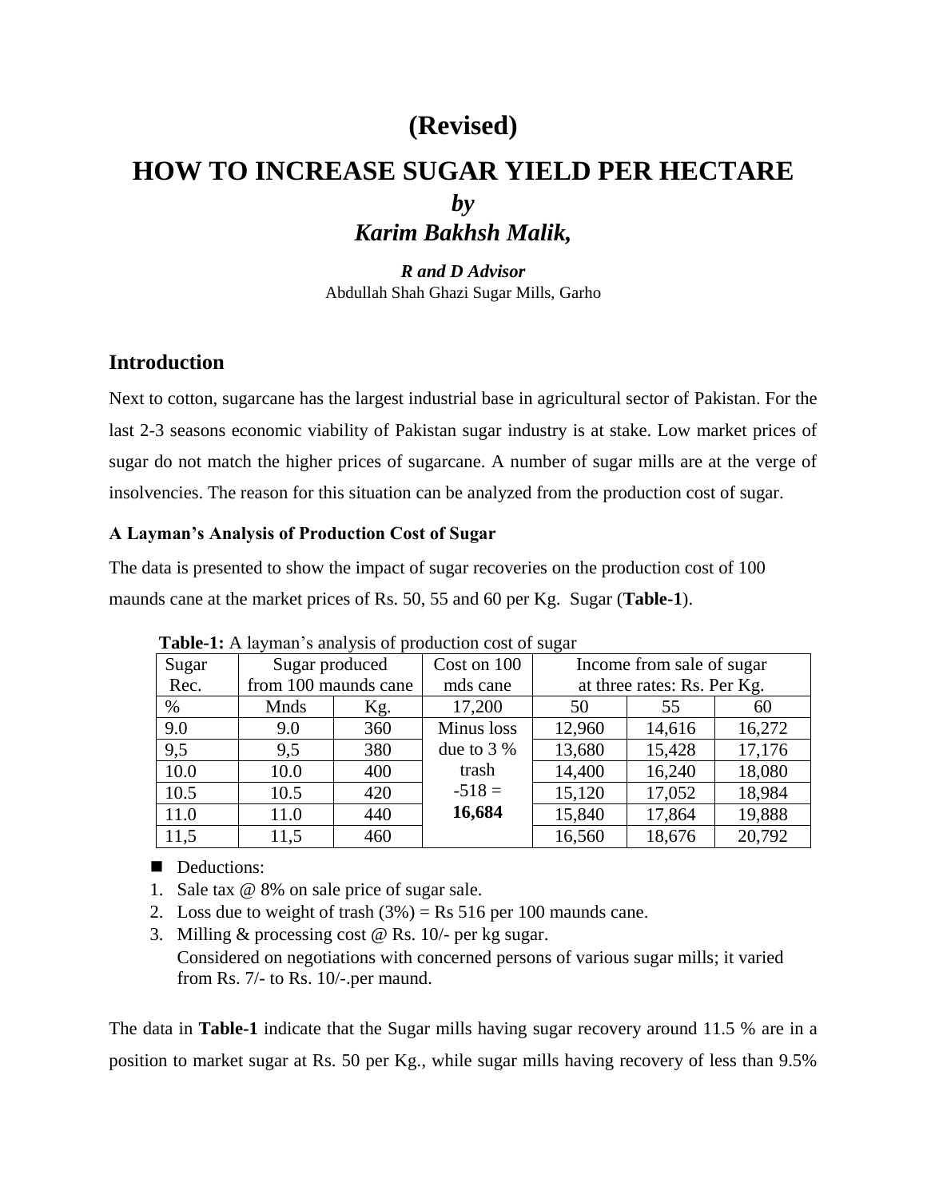# (Revised)

# HOW TO INCREASE SUGAR YIELD PER HECTARE

***by***

***Karim Bakhsh Malik,***

***R and D Advisor***

Abdullah Shah Ghazi Sugar Mills, Garho

## Introduction

Next to cotton, sugarcane has the largest industrial base in agricultural sector of Pakistan. For the last 2-3 seasons economic viability of Pakistan sugar industry is at stake. Low market prices of sugar do not match the higher prices of sugarcane. A number of sugar mills are at the verge of insolvencies. The reason for this situation can be analyzed from the production cost of sugar.

### A Layman's Analysis of Production Cost of Sugar

The data is presented to show the impact of sugar recoveries on the production cost of 100 maunds cane at the market prices of Rs. 50, 55 and 60 per Kg. Sugar (**Table-1**).

**Table-1:** A layman's analysis of production cost of sugar

| Sugar Rec. | Sugar produced from 100 maunds cane | | Cost on 100 mds cane | Income from sale of sugar at three rates: Rs. Per Kg. | | |
|---|---|---|---|---|---|---|
| % | Mnds | Kg. | 17,200 | 50 | 55 | 60 |
| 9.0 | 9.0 | 360 | Minus loss due to 3 % trash -518 = **16,684** | 12,960 | 14,616 | 16,272 |
| 9,5 | 9,5 | 380 | | 13,680 | 15,428 | 17,176 |
| 10.0 | 10.0 | 400 | | 14,400 | 16,240 | 18,080 |
| 10.5 | 10.5 | 420 | | 15,120 | 17,052 | 18,984 |
| 11.0 | 11.0 | 440 | | 15,840 | 17,864 | 19,888 |
| 11,5 | 11,5 | 460 | | 16,560 | 18,676 | 20,792 |

- Deductions:

1. Sale tax @ 8% on sale price of sugar sale.
2. Loss due to weight of trash (3%) = Rs 516 per 100 maunds cane.
3. Milling & processing cost @ Rs. 10/- per kg sugar.
   Considered on negotiations with concerned persons of various sugar mills; it varied from Rs. 7/- to Rs. 10/-.per maund.

The data in **Table-1** indicate that the Sugar mills having sugar recovery around 11.5 % are in a position to market sugar at Rs. 50 per Kg., while sugar mills having recovery of less than 9.5%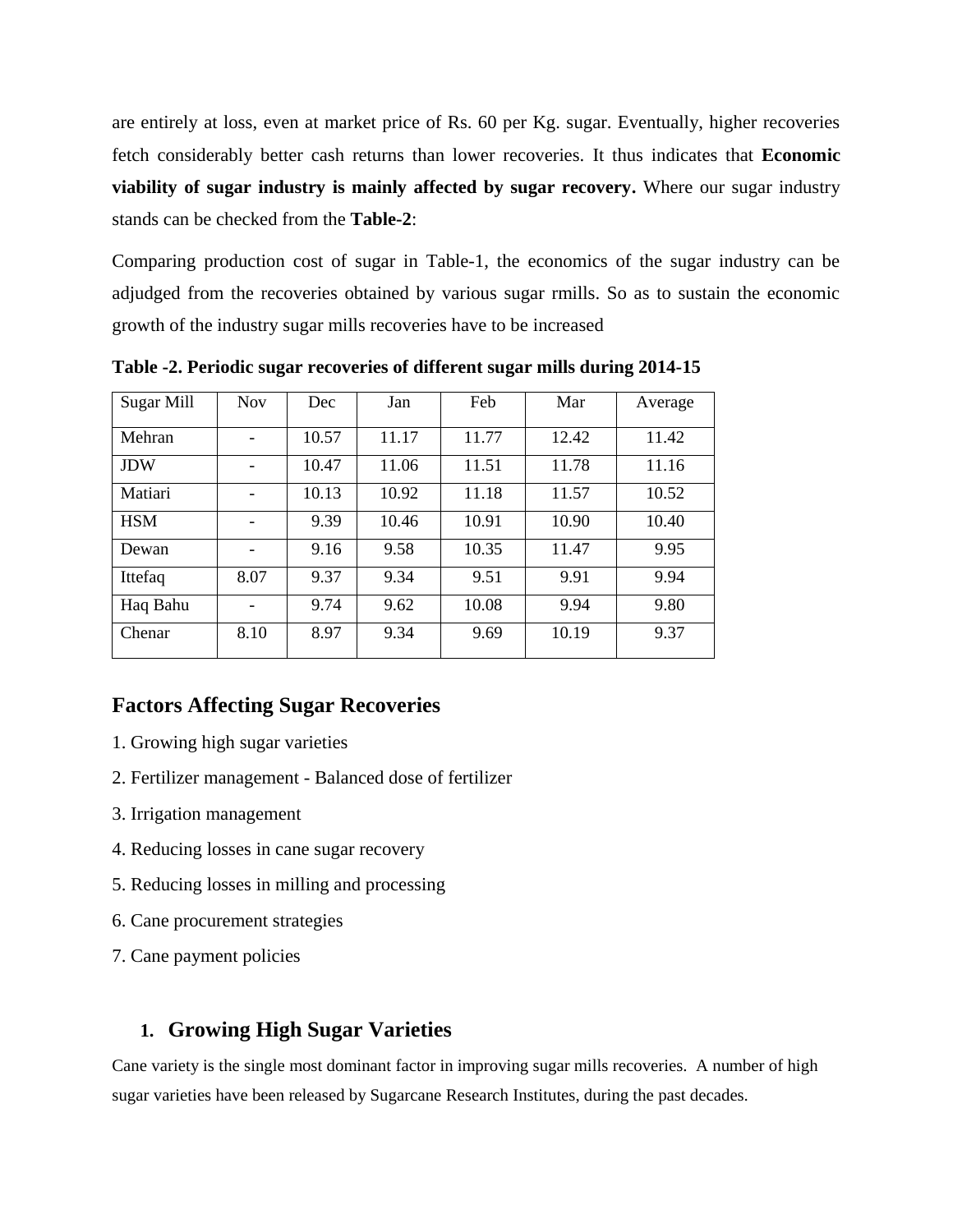are entirely at loss, even at market price of Rs. 60 per Kg. sugar. Eventually, higher recoveries fetch considerably better cash returns than lower recoveries. It thus indicates that **Economic viability of sugar industry is mainly affected by sugar recovery.** Where our sugar industry stands can be checked from the **Table-2**:

Comparing production cost of sugar in Table-1, the economics of the sugar industry can be adjudged from the recoveries obtained by various sugar rmills. So as to sustain the economic growth of the industry sugar mills recoveries have to be increased

**Table -2. Periodic sugar recoveries of different sugar mills during 2014-15**

| Sugar Mill | Nov | Dec | Jan | Feb | Mar | Average |
|---|---|---|---|---|---|---|
| Mehran | - | 10.57 | 11.17 | 11.77 | 12.42 | 11.42 |
| JDW | - | 10.47 | 11.06 | 11.51 | 11.78 | 11.16 |
| Matiari | - | 10.13 | 10.92 | 11.18 | 11.57 | 10.52 |
| HSM | - | 9.39 | 10.46 | 10.91 | 10.90 | 10.40 |
| Dewan | - | 9.16 | 9.58 | 10.35 | 11.47 | 9.95 |
| Ittefaq | 8.07 | 9.37 | 9.34 | 9.51 | 9.91 | 9.94 |
| Haq Bahu | - | 9.74 | 9.62 | 10.08 | 9.94 | 9.80 |
| Chenar | 8.10 | 8.97 | 9.34 | 9.69 | 10.19 | 9.37 |

## Factors Affecting Sugar Recoveries

1. Growing high sugar varieties
2. Fertilizer management - Balanced dose of fertilizer
3. Irrigation management
4. Reducing losses in cane sugar recovery
5. Reducing losses in milling and processing
6. Cane procurement strategies
7. Cane payment policies

### 1. Growing High Sugar Varieties

Cane variety is the single most dominant factor in improving sugar mills recoveries. A number of high sugar varieties have been released by Sugarcane Research Institutes, during the past decades.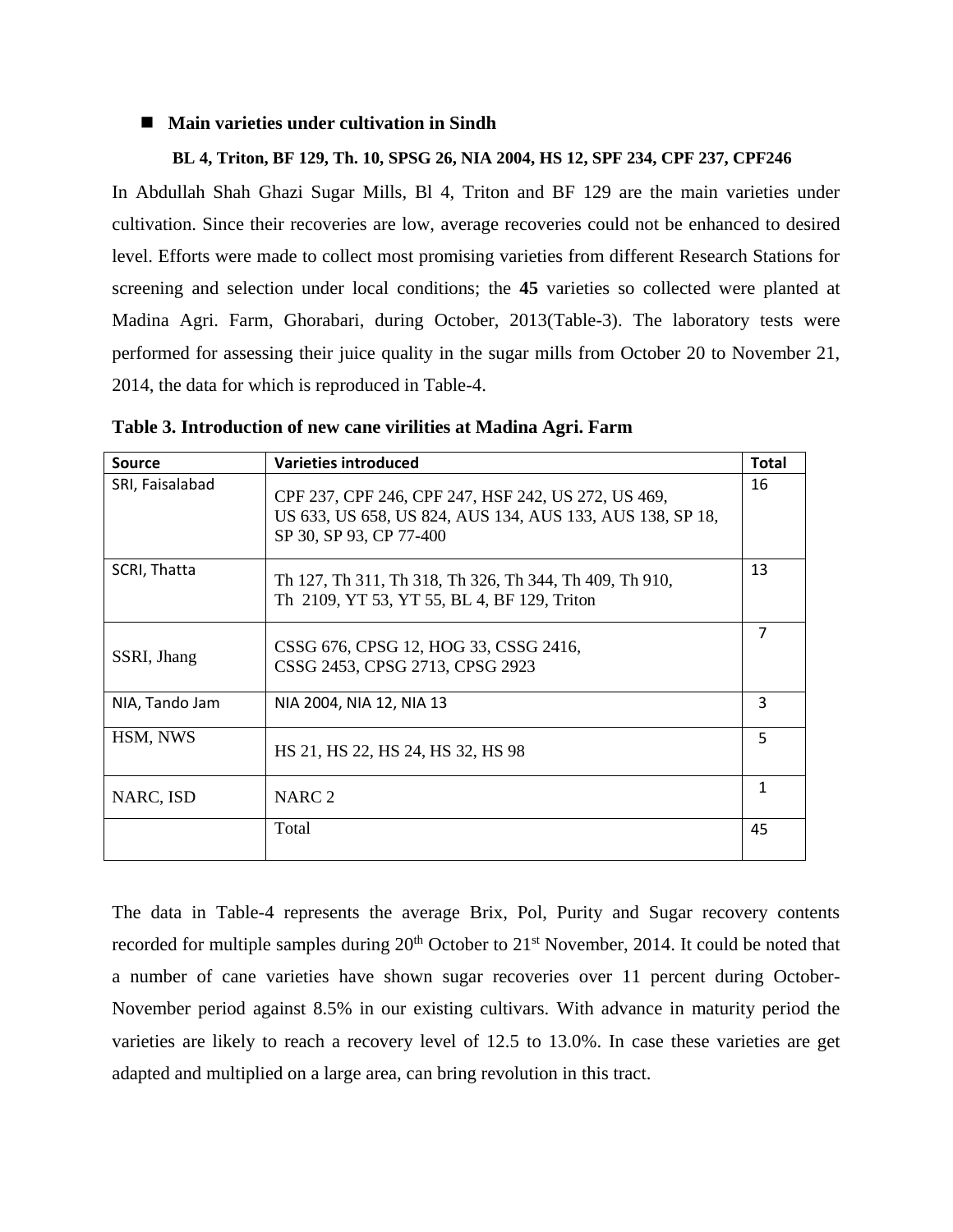- **Main varieties under cultivation in Sindh**

**BL 4, Triton, BF 129, Th. 10, SPSG 26, NIA 2004, HS 12, SPF 234, CPF 237, CPF246**

In Abdullah Shah Ghazi Sugar Mills, Bl 4, Triton and BF 129 are the main varieties under cultivation. Since their recoveries are low, average recoveries could not be enhanced to desired level. Efforts were made to collect most promising varieties from different Research Stations for screening and selection under local conditions; the **45** varieties so collected were planted at Madina Agri. Farm, Ghorabari, during October, 2013(Table-3). The laboratory tests were performed for assessing their juice quality in the sugar mills from October 20 to November 21, 2014, the data for which is reproduced in Table-4.

**Table 3. Introduction of new cane virilities at Madina Agri. Farm**

| Source | Varieties introduced | Total |
|---|---|---|
| SRI, Faisalabad | CPF 237, CPF 246, CPF 247, HSF 242, US 272, US 469, US 633, US 658, US 824, AUS 134, AUS 133, AUS 138, SP 18, SP 30, SP 93, CP 77-400 | 16 |
| SCRI, Thatta | Th 127, Th 311, Th 318, Th 326, Th 344, Th 409, Th 910, Th 2109, YT 53, YT 55, BL 4, BF 129, Triton | 13 |
| SSRI, Jhang | CSSG 676, CPSG 12, HOG 33, CSSG 2416, CSSG 2453, CPSG 2713, CPSG 2923 | 7 |
| NIA, Tando Jam | NIA 2004, NIA 12, NIA 13 | 3 |
| HSM, NWS | HS 21, HS 22, HS 24, HS 32, HS 98 | 5 |
| NARC, ISD | NARC 2 | 1 |
| | Total | 45 |

The data in Table-4 represents the average Brix, Pol, Purity and Sugar recovery contents recorded for multiple samples during 20th October to 21st November, 2014. It could be noted that a number of cane varieties have shown sugar recoveries over 11 percent during October-November period against 8.5% in our existing cultivars. With advance in maturity period the varieties are likely to reach a recovery level of 12.5 to 13.0%. In case these varieties are get adapted and multiplied on a large area, can bring revolution in this tract.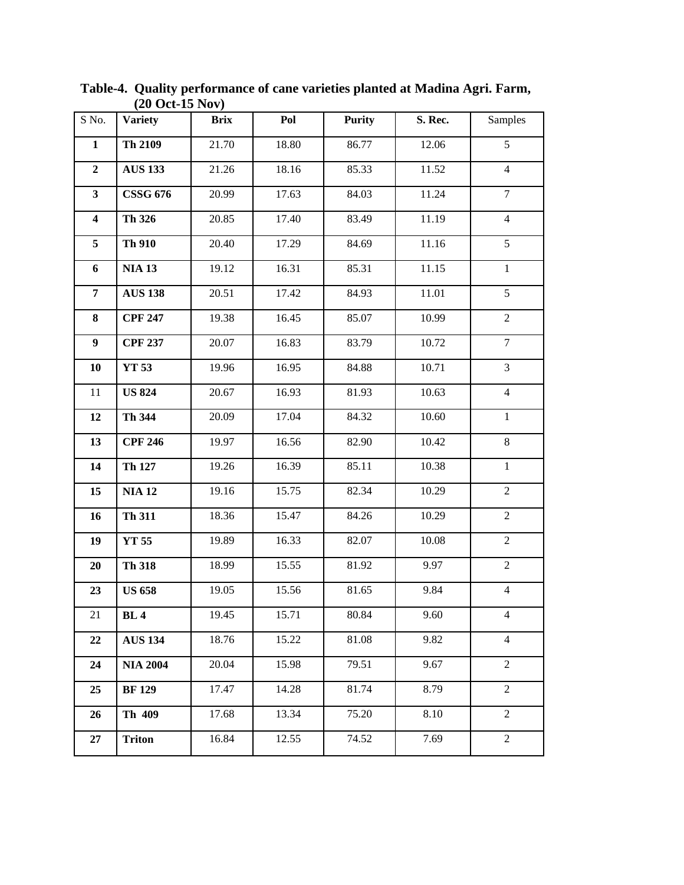**Table-4. Quality performance of cane varieties planted at Madina Agri. Farm, (20 Oct-15 Nov)**

| S No. | Variety | Brix | Pol | Purity | S. Rec. | Samples |
|---|---|---|---|---|---|---|
| **1** | **Th 2109** | 21.70 | 18.80 | 86.77 | 12.06 | 5 |
| **2** | **AUS 133** | 21.26 | 18.16 | 85.33 | 11.52 | 4 |
| **3** | **CSSG 676** | 20.99 | 17.63 | 84.03 | 11.24 | 7 |
| **4** | **Th 326** | 20.85 | 17.40 | 83.49 | 11.19 | 4 |
| **5** | **Th 910** | 20.40 | 17.29 | 84.69 | 11.16 | 5 |
| **6** | **NIA 13** | 19.12 | 16.31 | 85.31 | 11.15 | 1 |
| **7** | **AUS 138** | 20.51 | 17.42 | 84.93 | 11.01 | 5 |
| **8** | **CPF 247** | 19.38 | 16.45 | 85.07 | 10.99 | 2 |
| **9** | **CPF 237** | 20.07 | 16.83 | 83.79 | 10.72 | 7 |
| **10** | **YT 53** | 19.96 | 16.95 | 84.88 | 10.71 | 3 |
| 11 | **US 824** | 20.67 | 16.93 | 81.93 | 10.63 | 4 |
| **12** | **Th 344** | 20.09 | 17.04 | 84.32 | 10.60 | 1 |
| **13** | **CPF 246** | 19.97 | 16.56 | 82.90 | 10.42 | 8 |
| **14** | **Th 127** | 19.26 | 16.39 | 85.11 | 10.38 | 1 |
| **15** | **NIA 12** | 19.16 | 15.75 | 82.34 | 10.29 | 2 |
| **16** | **Th 311** | 18.36 | 15.47 | 84.26 | 10.29 | 2 |
| **19** | **YT 55** | 19.89 | 16.33 | 82.07 | 10.08 | 2 |
| **20** | **Th 318** | 18.99 | 15.55 | 81.92 | 9.97 | 2 |
| **23** | **US 658** | 19.05 | 15.56 | 81.65 | 9.84 | 4 |
| 21 | **BL 4** | 19.45 | 15.71 | 80.84 | 9.60 | 4 |
| **22** | **AUS 134** | 18.76 | 15.22 | 81.08 | 9.82 | 4 |
| **24** | **NIA 2004** | 20.04 | 15.98 | 79.51 | 9.67 | 2 |
| **25** | **BF 129** | 17.47 | 14.28 | 81.74 | 8.79 | 2 |
| **26** | **Th 409** | 17.68 | 13.34 | 75.20 | 8.10 | 2 |
| **27** | **Triton** | 16.84 | 12.55 | 74.52 | 7.69 | 2 |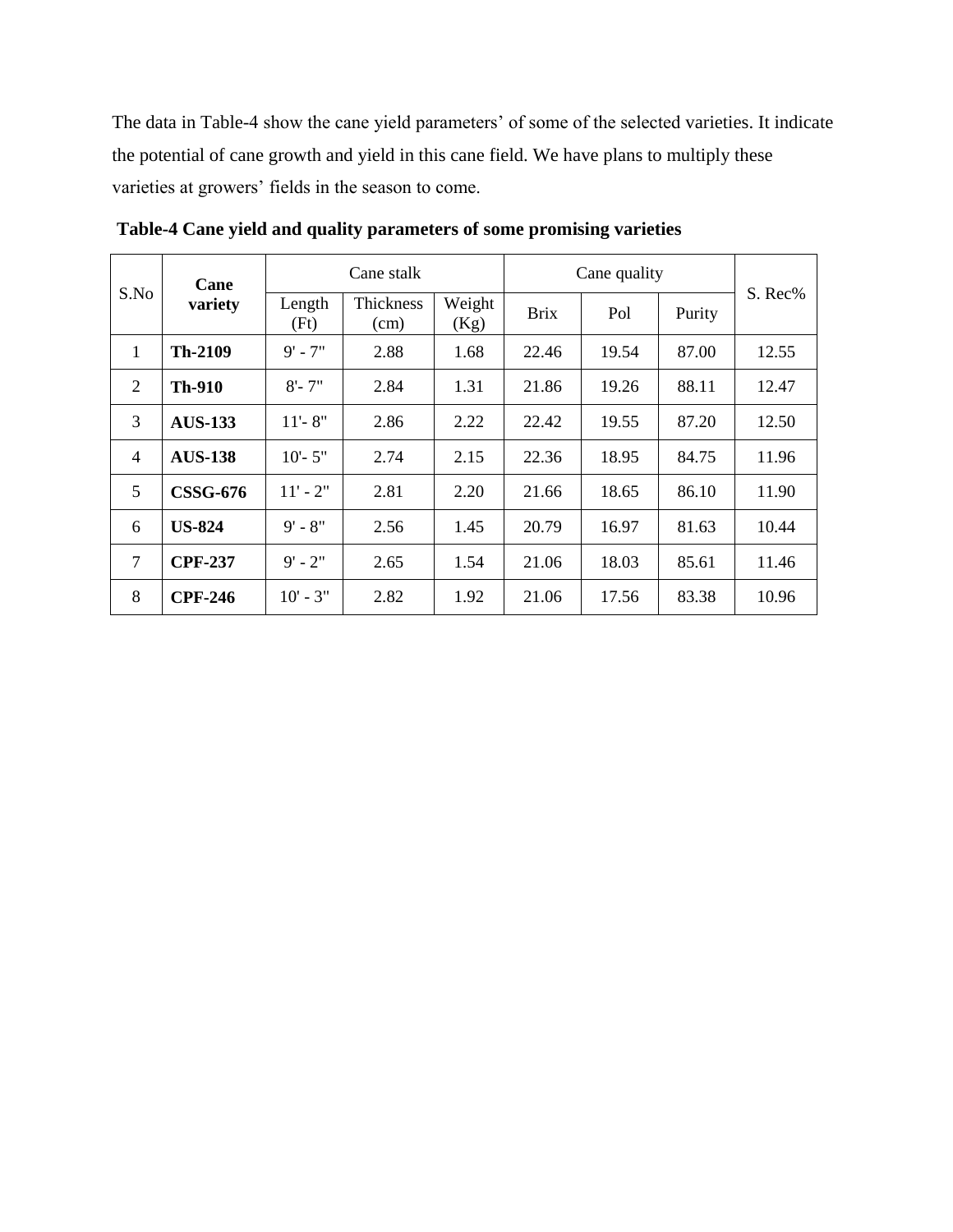The data in Table-4 show the cane yield parameters' of some of the selected varieties. It indicate the potential of cane growth and yield in this cane field. We have plans to multiply these varieties at growers' fields in the season to come.

**Table-4 Cane yield and quality parameters of some promising varieties**

| S.No | Cane variety | Cane stalk | | | Cane quality | | | S. Rec% |
|---|---|---|---|---|---|---|---|---|
| | | Length (Ft) | Thickness (cm) | Weight (Kg) | Brix | Pol | Purity | |
| 1 | **Th-2109** | 9' - 7" | 2.88 | 1.68 | 22.46 | 19.54 | 87.00 | 12.55 |
| 2 | **Th-910** | 8'- 7" | 2.84 | 1.31 | 21.86 | 19.26 | 88.11 | 12.47 |
| 3 | **AUS-133** | 11'- 8" | 2.86 | 2.22 | 22.42 | 19.55 | 87.20 | 12.50 |
| 4 | **AUS-138** | 10'- 5" | 2.74 | 2.15 | 22.36 | 18.95 | 84.75 | 11.96 |
| 5 | **CSSG-676** | 11' - 2" | 2.81 | 2.20 | 21.66 | 18.65 | 86.10 | 11.90 |
| 6 | **US-824** | 9' - 8" | 2.56 | 1.45 | 20.79 | 16.97 | 81.63 | 10.44 |
| 7 | **CPF-237** | 9' - 2" | 2.65 | 1.54 | 21.06 | 18.03 | 85.61 | 11.46 |
| 8 | **CPF-246** | 10' - 3" | 2.82 | 1.92 | 21.06 | 17.56 | 83.38 | 10.96 |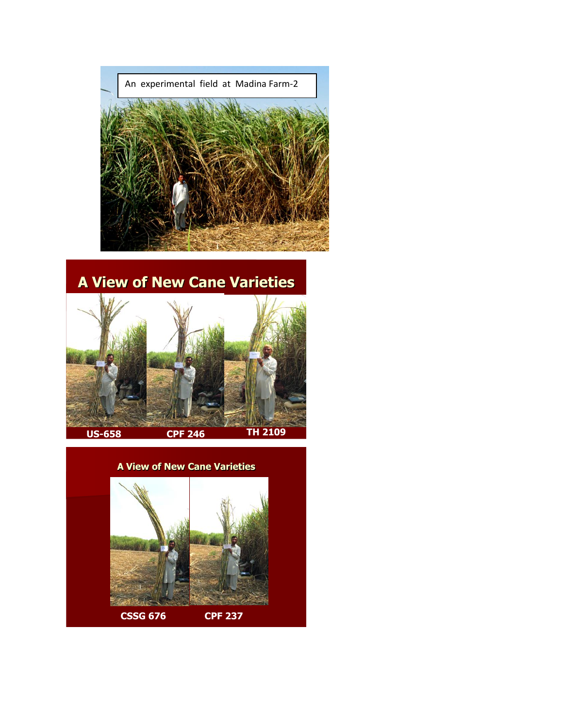An experimental field at Madina Farm-2

## A View of New Cane Varieties

US-658 CPF 246 TH 2109

### A View of New Cane Varieties

CSSG 676 CPF 237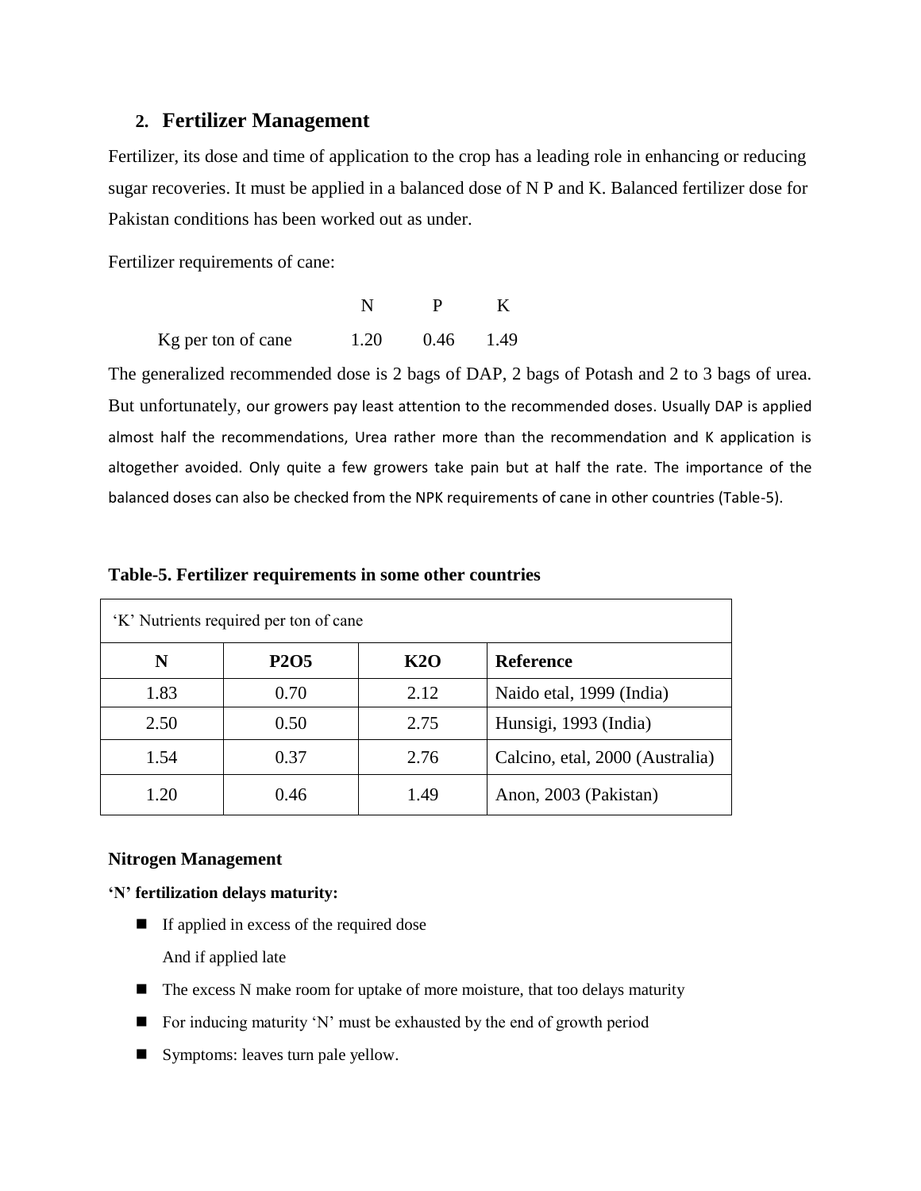## 2. Fertilizer Management

Fertilizer, its dose and time of application to the crop has a leading role in enhancing or reducing sugar recoveries. It must be applied in a balanced dose of N P and K. Balanced fertilizer dose for Pakistan conditions has been worked out as under.

Fertilizer requirements of cane:

| | N | P | K |
|---|---|---|---|
| Kg per ton of cane | 1.20 | 0.46 | 1.49 |

The generalized recommended dose is 2 bags of DAP, 2 bags of Potash and 2 to 3 bags of urea. But unfortunately, our growers pay least attention to the recommended doses. Usually DAP is applied almost half the recommendations, Urea rather more than the recommendation and K application is altogether avoided. Only quite a few growers take pain but at half the rate. The importance of the balanced doses can also be checked from the NPK requirements of cane in other countries (Table-5).

**Table-5. Fertilizer requirements in some other countries**

| 'K' Nutrients required per ton of cane | | | |
|---|---|---|---|
| **N** | **P2O5** | **K2O** | **Reference** |
| 1.83 | 0.70 | 2.12 | Naido etal, 1999 (India) |
| 2.50 | 0.50 | 2.75 | Hunsigi, 1993 (India) |
| 1.54 | 0.37 | 2.76 | Calcino, etal, 2000 (Australia) |
| 1.20 | 0.46 | 1.49 | Anon, 2003 (Pakistan) |

**Nitrogen Management**

**'N' fertilization delays maturity:**

- If applied in excess of the required dose

  And if applied late
- The excess N make room for uptake of more moisture, that too delays maturity
- For inducing maturity 'N' must be exhausted by the end of growth period
- Symptoms: leaves turn pale yellow.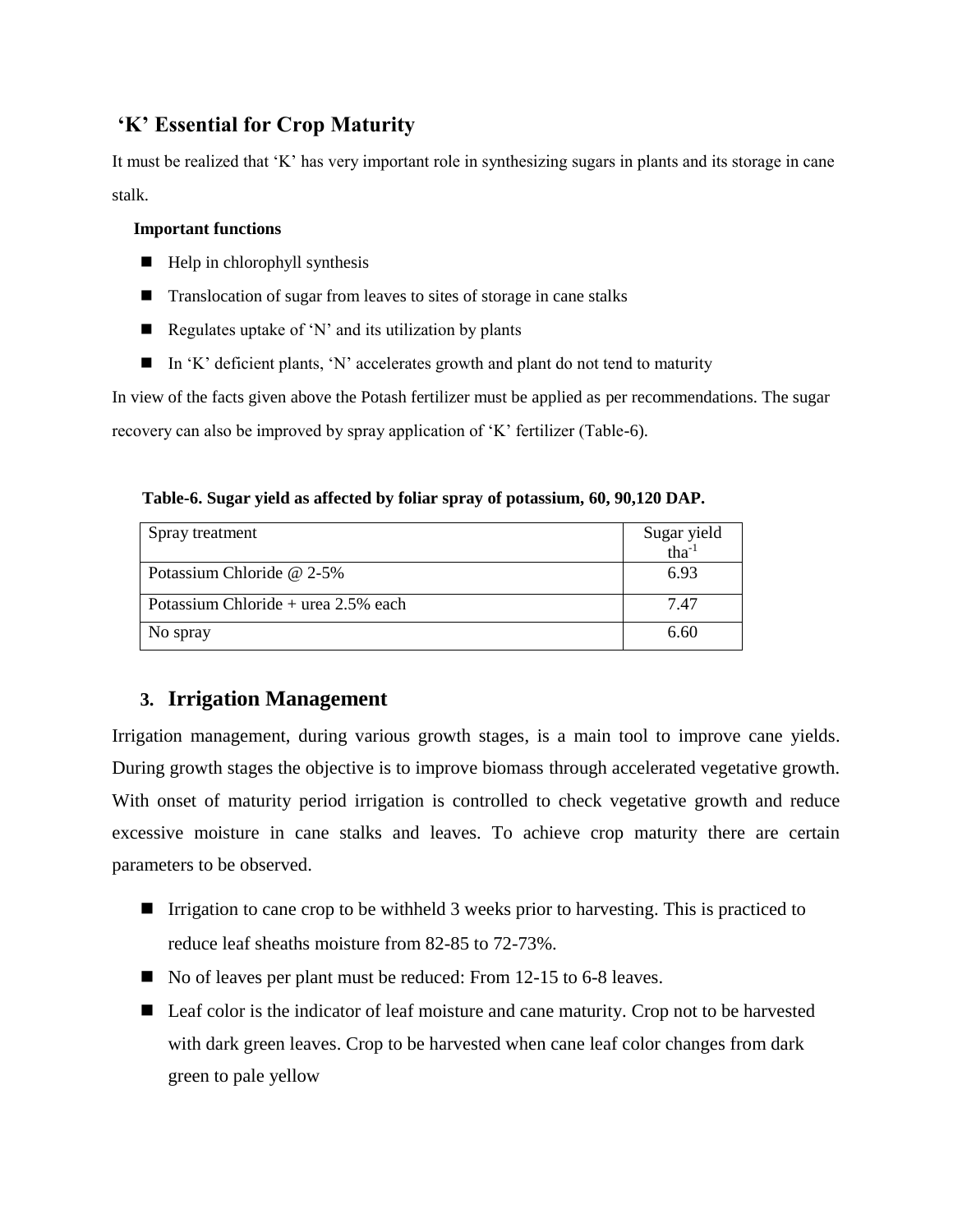## 'K' Essential for Crop Maturity

It must be realized that 'K' has very important role in synthesizing sugars in plants and its storage in cane stalk.

**Important functions**

- Help in chlorophyll synthesis
- Translocation of sugar from leaves to sites of storage in cane stalks
- Regulates uptake of 'N' and its utilization by plants
- In 'K' deficient plants, 'N' accelerates growth and plant do not tend to maturity

In view of the facts given above the Potash fertilizer must be applied as per recommendations. The sugar recovery can also be improved by spray application of 'K' fertilizer (Table-6).

**Table-6. Sugar yield as affected by foliar spray of potassium, 60, 90,120 DAP.**

| Spray treatment | Sugar yield $tha^{-1}$ |
|---|---|
| Potassium Chloride @ 2-5% | 6.93 |
| Potassium Chloride + urea 2.5% each | 7.47 |
| No spray | 6.60 |

## 3. Irrigation Management

Irrigation management, during various growth stages, is a main tool to improve cane yields. During growth stages the objective is to improve biomass through accelerated vegetative growth. With onset of maturity period irrigation is controlled to check vegetative growth and reduce excessive moisture in cane stalks and leaves. To achieve crop maturity there are certain parameters to be observed.

- Irrigation to cane crop to be withheld 3 weeks prior to harvesting. This is practiced to reduce leaf sheaths moisture from 82-85 to 72-73%.
- No of leaves per plant must be reduced: From 12-15 to 6-8 leaves.
- Leaf color is the indicator of leaf moisture and cane maturity. Crop not to be harvested with dark green leaves. Crop to be harvested when cane leaf color changes from dark green to pale yellow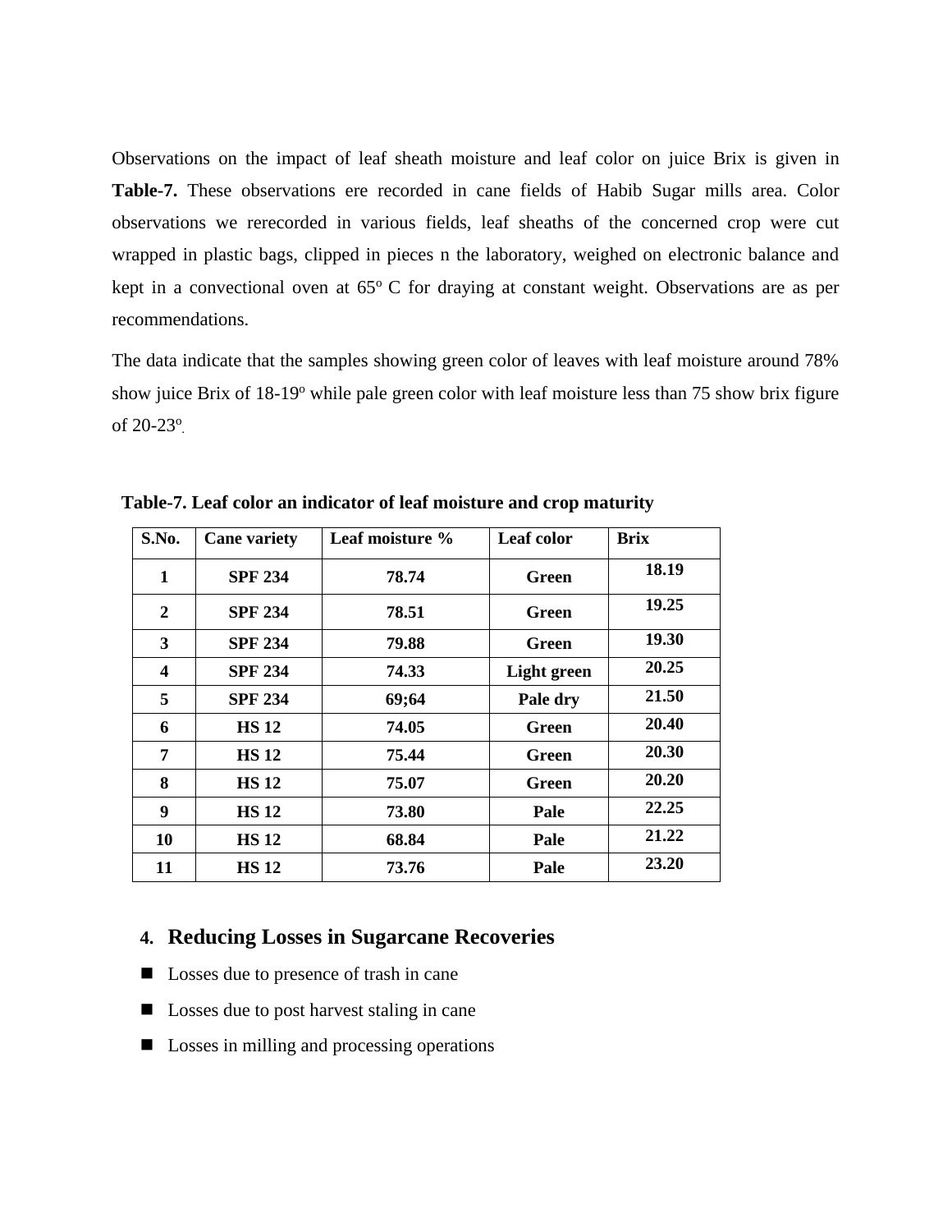Observations on the impact of leaf sheath moisture and leaf color on juice Brix is given in **Table-7.** These observations ere recorded in cane fields of Habib Sugar mills area. Color observations we rerecorded in various fields, leaf sheaths of the concerned crop were cut wrapped in plastic bags, clipped in pieces n the laboratory, weighed on electronic balance and kept in a convectional oven at 65$^{o}$ C for draying at constant weight. Observations are as per recommendations.

The data indicate that the samples showing green color of leaves with leaf moisture around 78% show juice Brix of 18-19$^{o}$ while pale green color with leaf moisture less than 75 show brix figure of 20-23$^{o}$.

**Table-7. Leaf color an indicator of leaf moisture and crop maturity**

| S.No. | Cane variety | Leaf moisture % | Leaf color | Brix |
|---|---|---|---|---|
| 1 | SPF 234 | 78.74 | Green | 18.19 |
| 2 | SPF 234 | 78.51 | Green | 19.25 |
| 3 | SPF 234 | 79.88 | Green | 19.30 |
| 4 | SPF 234 | 74.33 | Light green | 20.25 |
| 5 | SPF 234 | 69;64 | Pale dry | 21.50 |
| 6 | HS 12 | 74.05 | Green | 20.40 |
| 7 | HS 12 | 75.44 | Green | 20.30 |
| 8 | HS 12 | 75.07 | Green | 20.20 |
| 9 | HS 12 | 73.80 | Pale | 22.25 |
| 10 | HS 12 | 68.84 | Pale | 21.22 |
| 11 | HS 12 | 73.76 | Pale | 23.20 |

## 4. Reducing Losses in Sugarcane Recoveries

- Losses due to presence of trash in cane
- Losses due to post harvest staling in cane
- Losses in milling and processing operations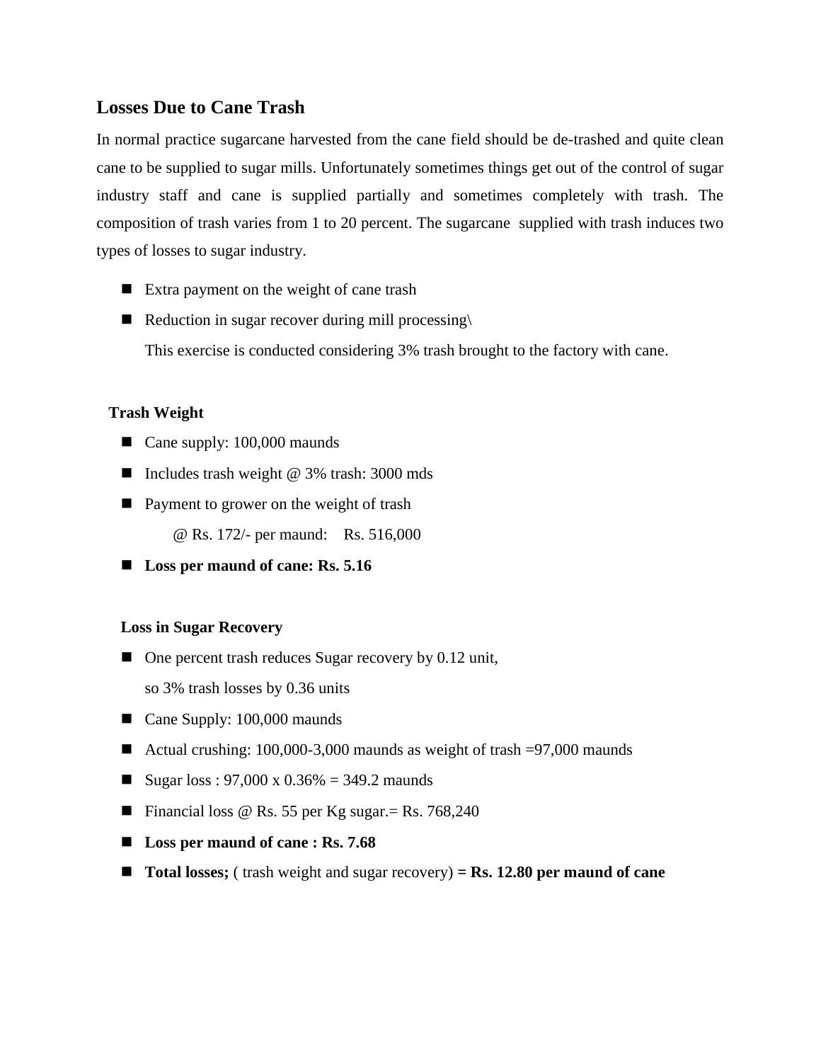## Losses Due to Cane Trash

In normal practice sugarcane harvested from the cane field should be de-trashed and quite clean cane to be supplied to sugar mills. Unfortunately sometimes things get out of the control of sugar industry staff and cane is supplied partially and sometimes completely with trash. The composition of trash varies from 1 to 20 percent. The sugarcane supplied with trash induces two types of losses to sugar industry.

- Extra payment on the weight of cane trash
- Reduction in sugar recover during mill processing\

  This exercise is conducted considering 3% trash brought to the factory with cane.

**Trash Weight**

- Cane supply: 100,000 maunds
- Includes trash weight @ 3% trash: 3000 mds
- Payment to grower on the weight of trash

  @ Rs. 172/- per maund: Rs. 516,000
- **Loss per maund of cane: Rs. 5.16**

**Loss in Sugar Recovery**

- One percent trash reduces Sugar recovery by 0.12 unit,

  so 3% trash losses by 0.36 units
- Cane Supply: 100,000 maunds
- Actual crushing: 100,000-3,000 maunds as weight of trash =97,000 maunds
- Sugar loss : 97,000 x 0.36% = 349.2 maunds
- Financial loss @ Rs. 55 per Kg sugar.= Rs. 768,240
- **Loss per maund of cane : Rs. 7.68**
- **Total losses;** ( trash weight and sugar recovery) **= Rs. 12.80 per maund of cane**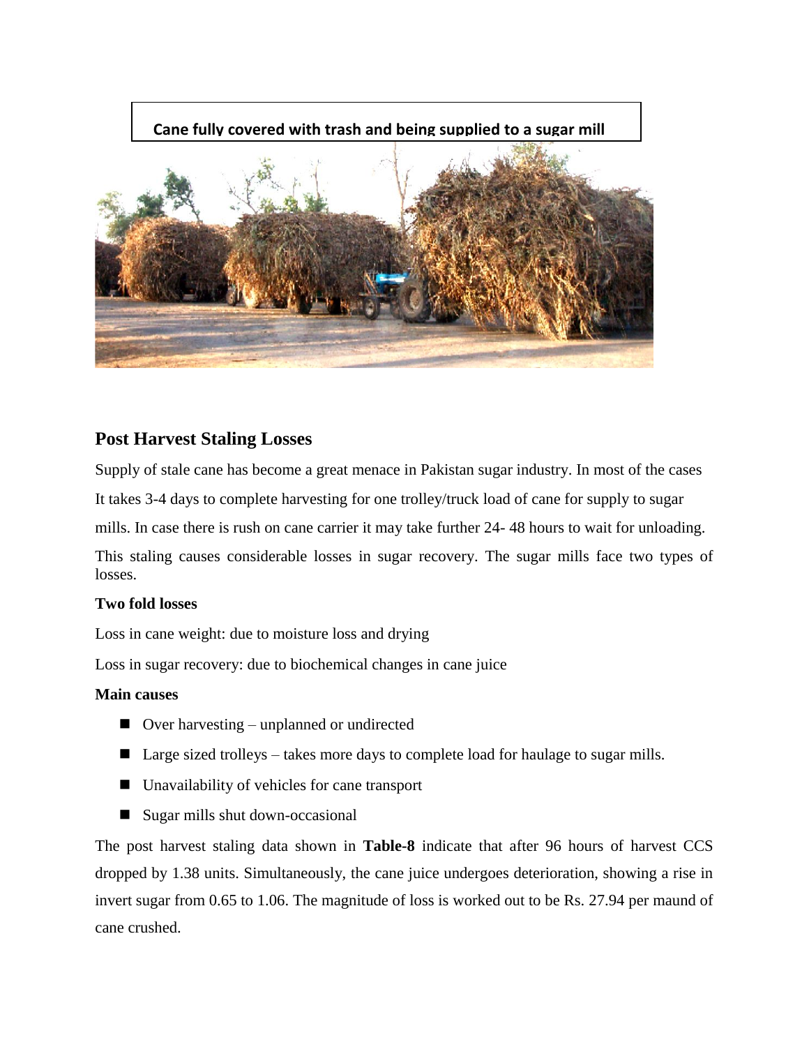Cane fully covered with trash and being supplied to a sugar mill

## Post Harvest Staling Losses

Supply of stale cane has become a great menace in Pakistan sugar industry. In most of the cases It takes 3-4 days to complete harvesting for one trolley/truck load of cane for supply to sugar mills. In case there is rush on cane carrier it may take further 24- 48 hours to wait for unloading.

This staling causes considerable losses in sugar recovery. The sugar mills face two types of losses.

**Two fold losses**

Loss in cane weight: due to moisture loss and drying

Loss in sugar recovery: due to biochemical changes in cane juice

**Main causes**

- Over harvesting – unplanned or undirected
- Large sized trolleys – takes more days to complete load for haulage to sugar mills.
- Unavailability of vehicles for cane transport
- Sugar mills shut down-occasional

The post harvest staling data shown in **Table-8** indicate that after 96 hours of harvest CCS dropped by 1.38 units. Simultaneously, the cane juice undergoes deterioration, showing a rise in invert sugar from 0.65 to 1.06. The magnitude of loss is worked out to be Rs. 27.94 per maund of cane crushed.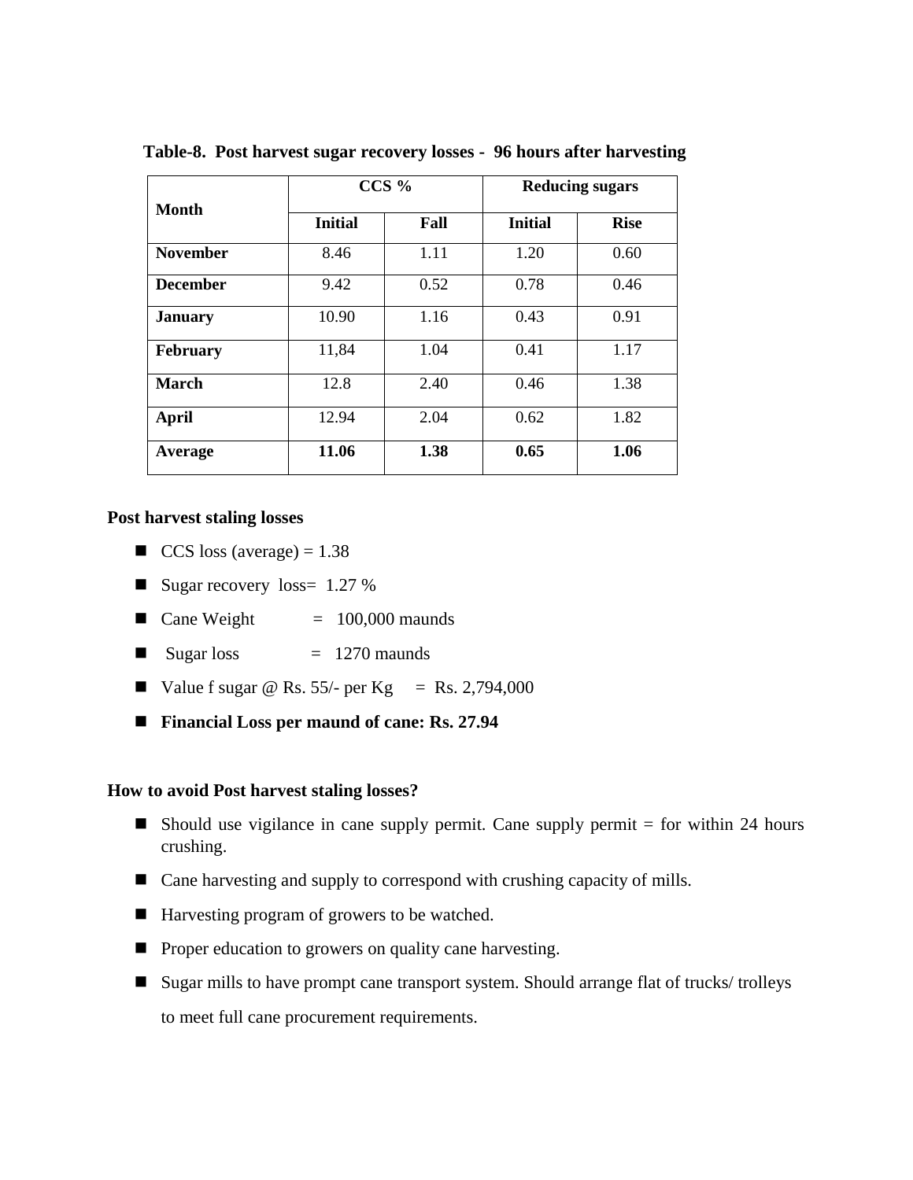**Table-8. Post harvest sugar recovery losses - 96 hours after harvesting**

| Month | CCS % | | Reducing sugars | |
|---|---|---|---|---|
| | Initial | Fall | Initial | Rise |
| **November** | 8.46 | 1.11 | 1.20 | 0.60 |
| **December** | 9.42 | 0.52 | 0.78 | 0.46 |
| **January** | 10.90 | 1.16 | 0.43 | 0.91 |
| **February** | 11,84 | 1.04 | 0.41 | 1.17 |
| **March** | 12.8 | 2.40 | 0.46 | 1.38 |
| **April** | 12.94 | 2.04 | 0.62 | 1.82 |
| **Average** | **11.06** | **1.38** | **0.65** | **1.06** |

**Post harvest staling losses**

- CCS loss (average) = 1.38
- Sugar recovery loss= 1.27 %
- Cane Weight = 100,000 maunds
- Sugar loss = 1270 maunds
- Value f sugar @ Rs. 55/- per Kg = Rs. 2,794,000
- **Financial Loss per maund of cane: Rs. 27.94**

**How to avoid Post harvest staling losses?**

- Should use vigilance in cane supply permit. Cane supply permit = for within 24 hours crushing.
- Cane harvesting and supply to correspond with crushing capacity of mills.
- Harvesting program of growers to be watched.
- Proper education to growers on quality cane harvesting.
- Sugar mills to have prompt cane transport system. Should arrange flat of trucks/ trolleys to meet full cane procurement requirements.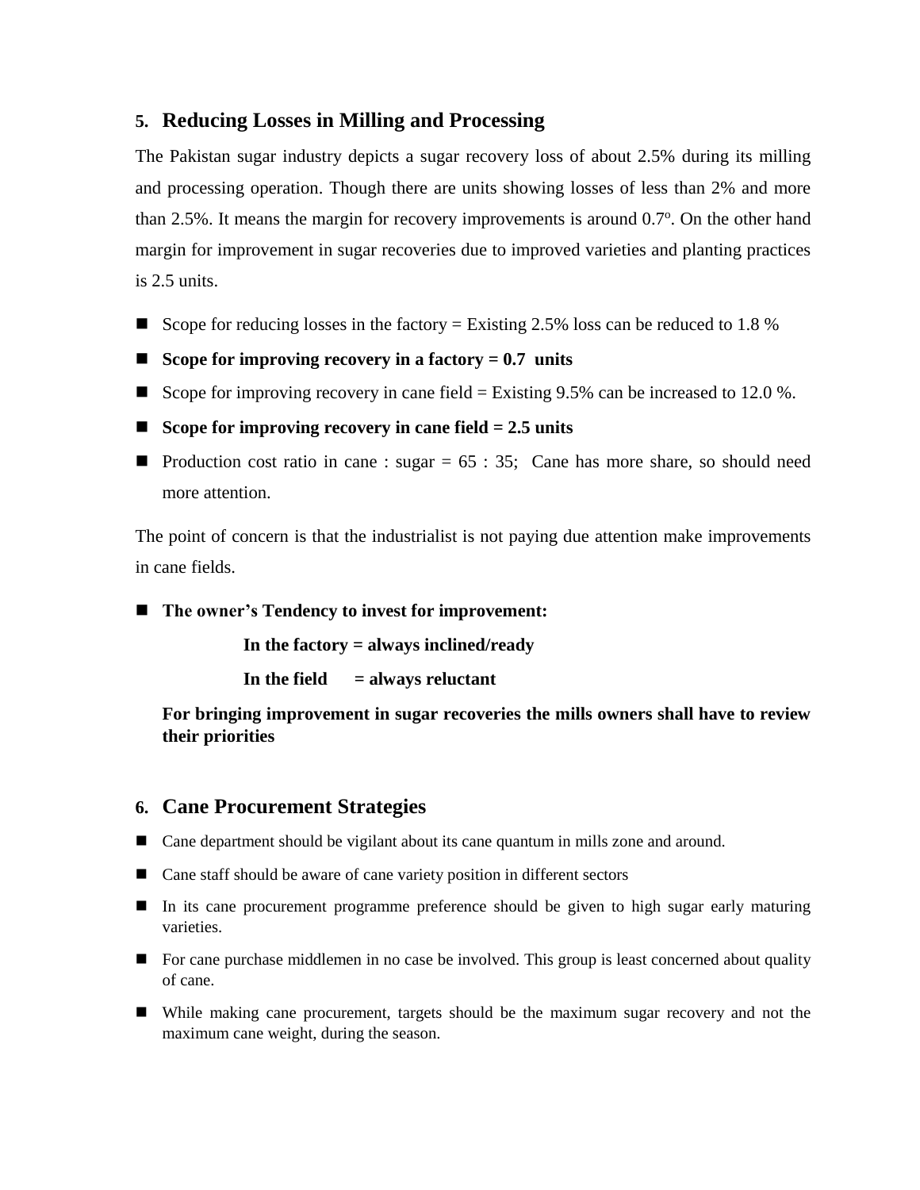## 5. Reducing Losses in Milling and Processing

The Pakistan sugar industry depicts a sugar recovery loss of about 2.5% during its milling and processing operation. Though there are units showing losses of less than 2% and more than 2.5%. It means the margin for recovery improvements is around 0.7°. On the other hand margin for improvement in sugar recoveries due to improved varieties and planting practices is 2.5 units.

- Scope for reducing losses in the factory = Existing 2.5% loss can be reduced to 1.8 %
- **Scope for improving recovery in a factory = 0.7 units**
- Scope for improving recovery in cane field = Existing 9.5% can be increased to 12.0 %.
- **Scope for improving recovery in cane field = 2.5 units**
- Production cost ratio in cane : sugar = 65 : 35; Cane has more share, so should need more attention.

The point of concern is that the industrialist is not paying due attention make improvements in cane fields.

- **The owner's Tendency to invest for improvement:**

  **In the factory = always inclined/ready**

  **In the field = always reluctant**

  **For bringing improvement in sugar recoveries the mills owners shall have to review their priorities**

## 6. Cane Procurement Strategies

- Cane department should be vigilant about its cane quantum in mills zone and around.
- Cane staff should be aware of cane variety position in different sectors
- In its cane procurement programme preference should be given to high sugar early maturing varieties.
- For cane purchase middlemen in no case be involved. This group is least concerned about quality of cane.
- While making cane procurement, targets should be the maximum sugar recovery and not the maximum cane weight, during the season.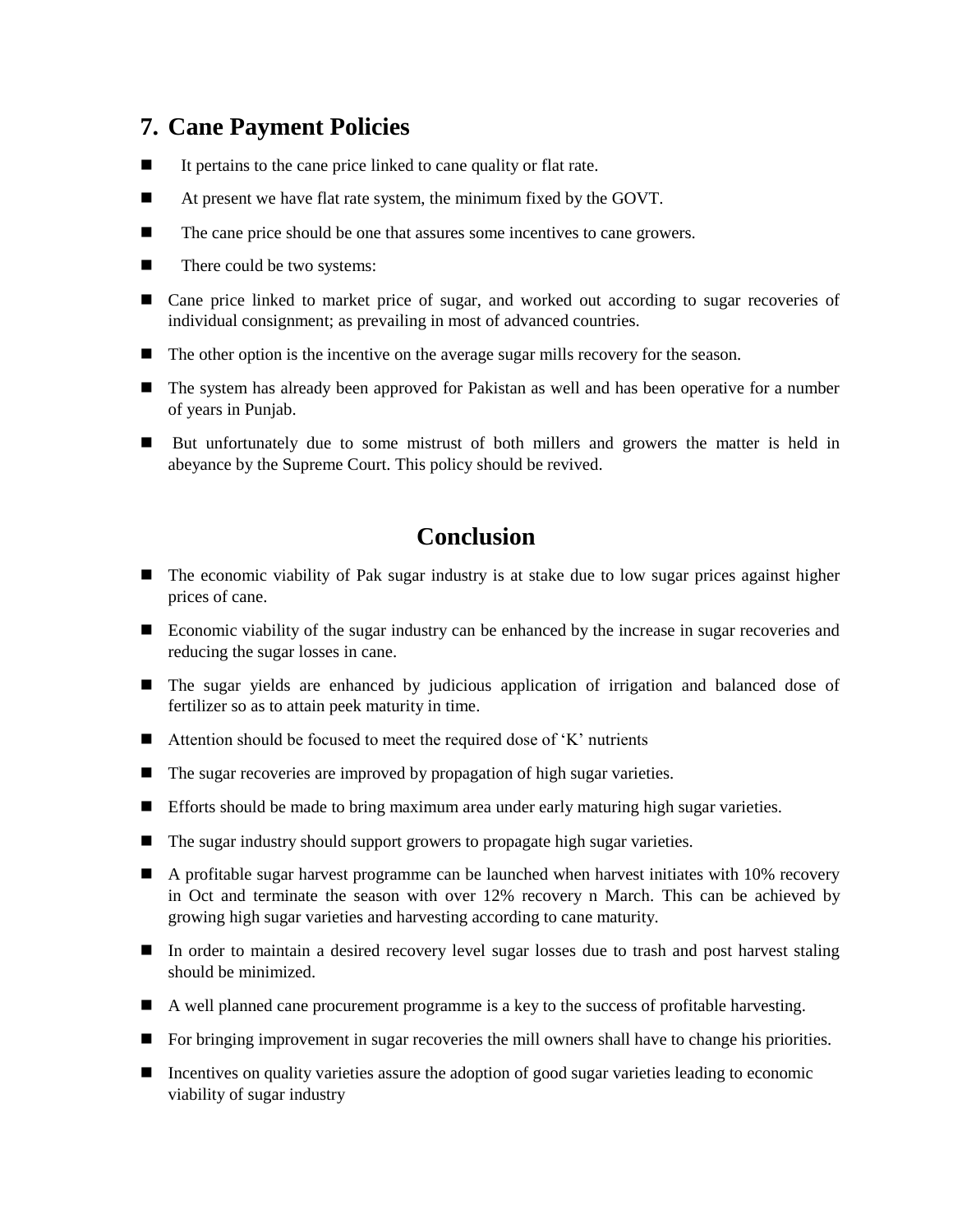## 7. Cane Payment Policies

- It pertains to the cane price linked to cane quality or flat rate.
- At present we have flat rate system, the minimum fixed by the GOVT.
- The cane price should be one that assures some incentives to cane growers.
- There could be two systems:
- Cane price linked to market price of sugar, and worked out according to sugar recoveries of individual consignment; as prevailing in most of advanced countries.
- The other option is the incentive on the average sugar mills recovery for the season.
- The system has already been approved for Pakistan as well and has been operative for a number of years in Punjab.
- But unfortunately due to some mistrust of both millers and growers the matter is held in abeyance by the Supreme Court. This policy should be revived.

## Conclusion

- The economic viability of Pak sugar industry is at stake due to low sugar prices against higher prices of cane.
- Economic viability of the sugar industry can be enhanced by the increase in sugar recoveries and reducing the sugar losses in cane.
- The sugar yields are enhanced by judicious application of irrigation and balanced dose of fertilizer so as to attain peek maturity in time.
- Attention should be focused to meet the required dose of 'K' nutrients
- The sugar recoveries are improved by propagation of high sugar varieties.
- Efforts should be made to bring maximum area under early maturing high sugar varieties.
- The sugar industry should support growers to propagate high sugar varieties.
- A profitable sugar harvest programme can be launched when harvest initiates with 10% recovery in Oct and terminate the season with over 12% recovery n March. This can be achieved by growing high sugar varieties and harvesting according to cane maturity.
- In order to maintain a desired recovery level sugar losses due to trash and post harvest staling should be minimized.
- A well planned cane procurement programme is a key to the success of profitable harvesting.
- For bringing improvement in sugar recoveries the mill owners shall have to change his priorities.
- Incentives on quality varieties assure the adoption of good sugar varieties leading to economic viability of sugar industry